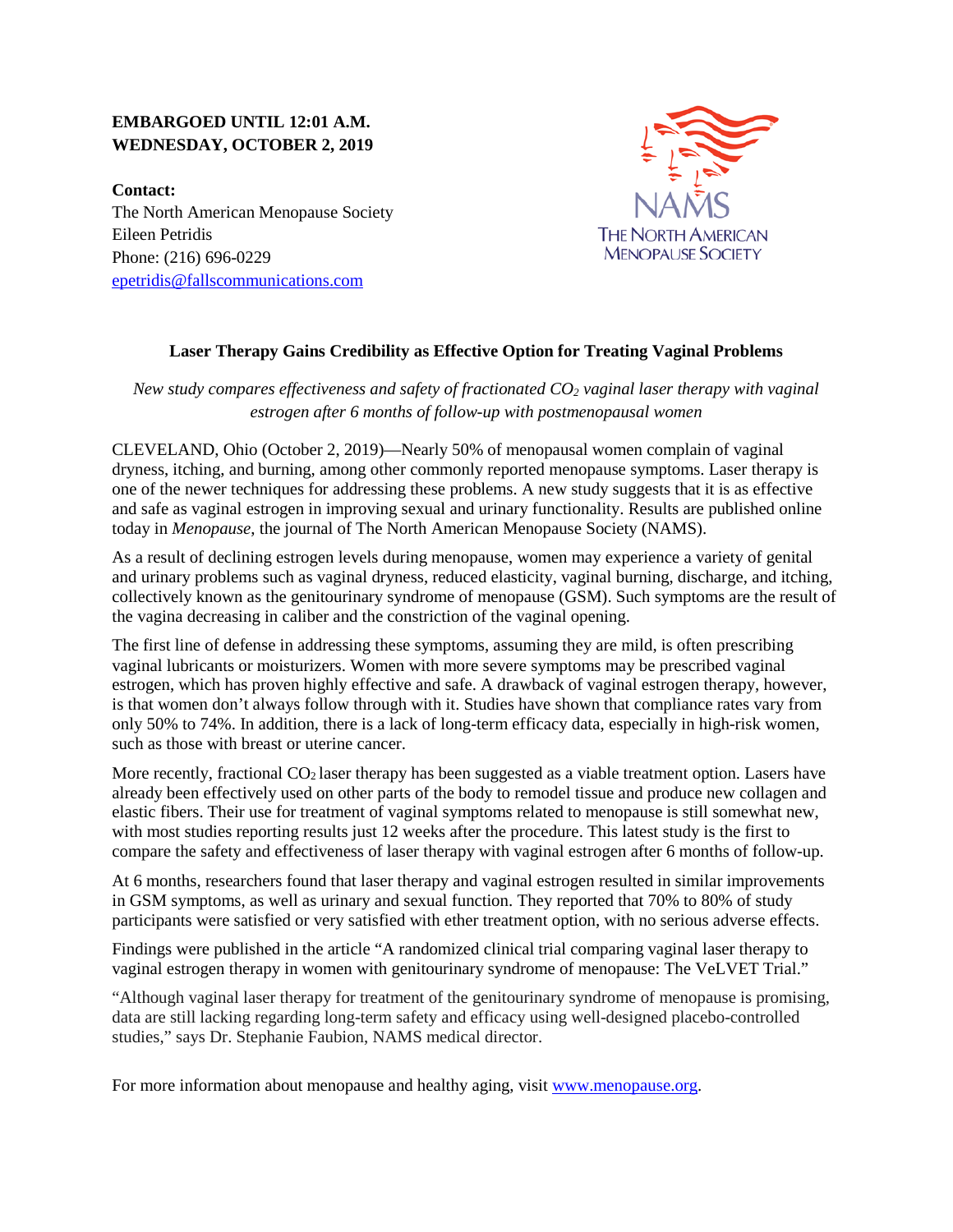**EMBARGOED UNTIL 12:01 A.M.**
**WEDNESDAY, OCTOBER 2, 2019**

**Contact:**
The North American Menopause Society
Eileen Petridis
Phone: (216) 696-0229
epetridis@fallscommunications.com

NAMS
THE NORTH AMERICAN
MENOPAUSE SOCIETY

## Laser Therapy Gains Credibility as Effective Option for Treating Vaginal Problems

*New study compares effectiveness and safety of fractionated $CO_2$ vaginal laser therapy with vaginal estrogen after 6 months of follow-up with postmenopausal women*

CLEVELAND, Ohio (October 2, 2019)—Nearly 50% of menopausal women complain of vaginal dryness, itching, and burning, among other commonly reported menopause symptoms. Laser therapy is one of the newer techniques for addressing these problems. A new study suggests that it is as effective and safe as vaginal estrogen in improving sexual and urinary functionality. Results are published online today in *Menopause*, the journal of The North American Menopause Society (NAMS).

As a result of declining estrogen levels during menopause, women may experience a variety of genital and urinary problems such as vaginal dryness, reduced elasticity, vaginal burning, discharge, and itching, collectively known as the genitourinary syndrome of menopause (GSM). Such symptoms are the result of the vagina decreasing in caliber and the constriction of the vaginal opening.

The first line of defense in addressing these symptoms, assuming they are mild, is often prescribing vaginal lubricants or moisturizers. Women with more severe symptoms may be prescribed vaginal estrogen, which has proven highly effective and safe. A drawback of vaginal estrogen therapy, however, is that women don't always follow through with it. Studies have shown that compliance rates vary from only 50% to 74%. In addition, there is a lack of long-term efficacy data, especially in high-risk women, such as those with breast or uterine cancer.

More recently, fractional $CO_2$ laser therapy has been suggested as a viable treatment option. Lasers have already been effectively used on other parts of the body to remodel tissue and produce new collagen and elastic fibers. Their use for treatment of vaginal symptoms related to menopause is still somewhat new, with most studies reporting results just 12 weeks after the procedure. This latest study is the first to compare the safety and effectiveness of laser therapy with vaginal estrogen after 6 months of follow-up.

At 6 months, researchers found that laser therapy and vaginal estrogen resulted in similar improvements in GSM symptoms, as well as urinary and sexual function. They reported that 70% to 80% of study participants were satisfied or very satisfied with ether treatment option, with no serious adverse effects.

Findings were published in the article "A randomized clinical trial comparing vaginal laser therapy to vaginal estrogen therapy in women with genitourinary syndrome of menopause: The VeLVET Trial."

"Although vaginal laser therapy for treatment of the genitourinary syndrome of menopause is promising, data are still lacking regarding long-term safety and efficacy using well-designed placebo-controlled studies," says Dr. Stephanie Faubion, NAMS medical director.

For more information about menopause and healthy aging, visit www.menopause.org.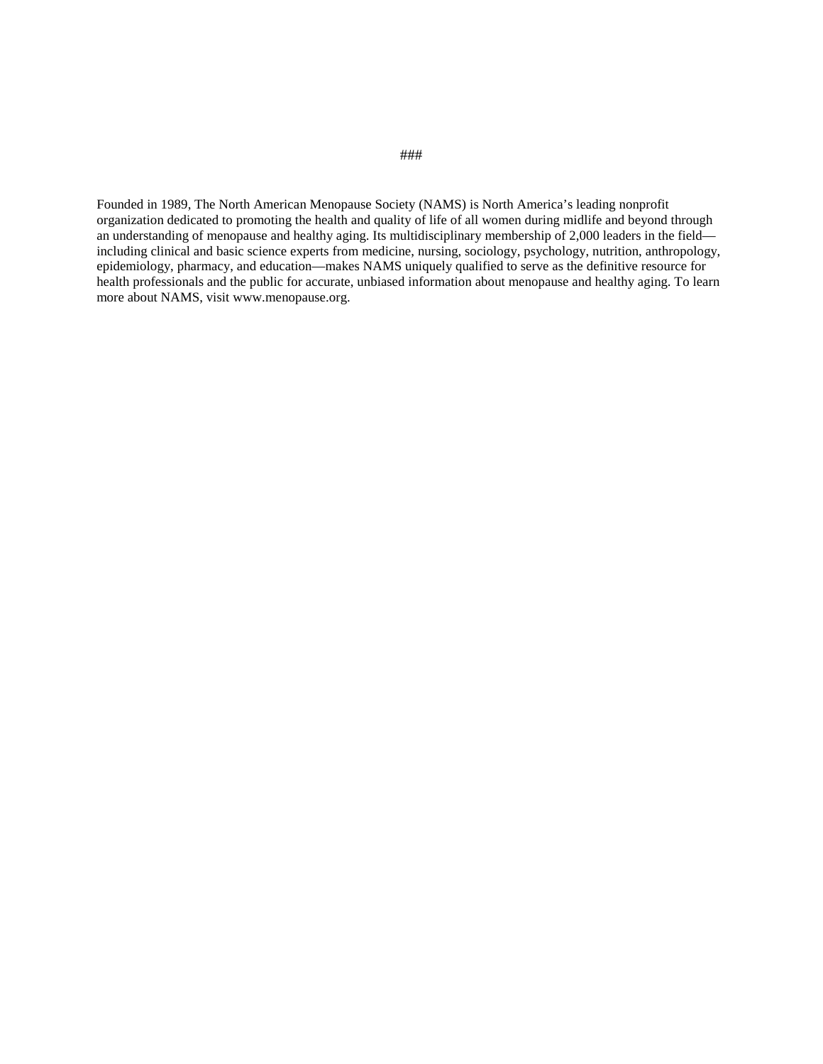###

Founded in 1989, The North American Menopause Society (NAMS) is North America's leading nonprofit organization dedicated to promoting the health and quality of life of all women during midlife and beyond through an understanding of menopause and healthy aging. Its multidisciplinary membership of 2,000 leaders in the field—including clinical and basic science experts from medicine, nursing, sociology, psychology, nutrition, anthropology, epidemiology, pharmacy, and education—makes NAMS uniquely qualified to serve as the definitive resource for health professionals and the public for accurate, unbiased information about menopause and healthy aging. To learn more about NAMS, visit www.menopause.org.